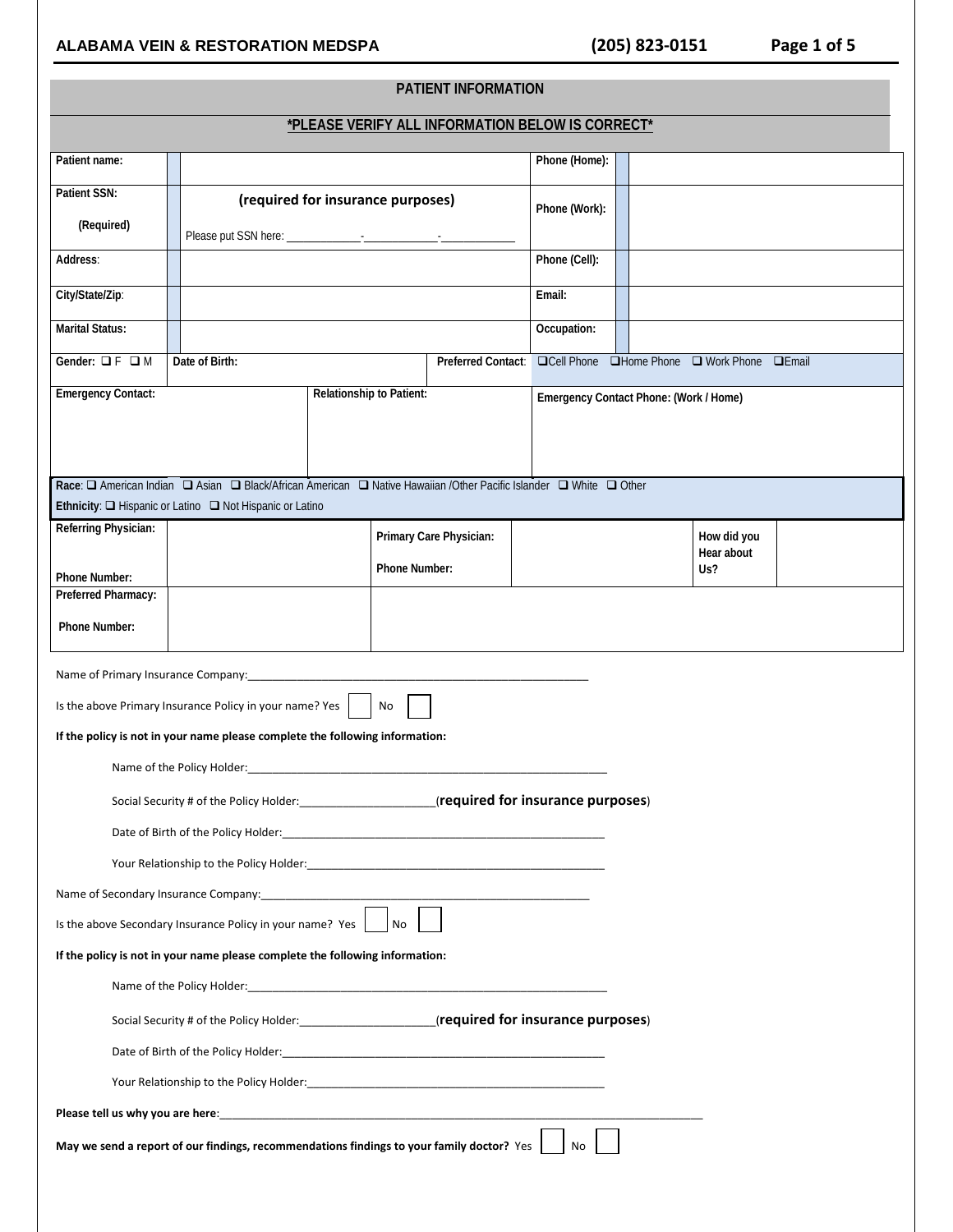## PATIENT INFORMATION

**\*PLEASE VERIFY ALL INFORMATION BELOW IS CORRECT\***

| | | | |
|---|---|---|---|
| Patient name: | | Phone (Home): | |
| Patient SSN: (Required) | **(required for insurance purposes)** Please put SSN here: \_\_\_\_\_\_\_\_\_\_\_\_-\_\_\_\_\_\_\_\_\_\_\_\_-\_\_\_\_\_\_\_\_\_\_\_\_ | Phone (Work): | |
| Address: | | Phone (Cell): | |
| City/State/Zip: | | Email: | |
| Marital Status: | | Occupation: | |
| Gender: ❑ F ❑ M | Date of Birth: | Preferred Contact: | ❑Cell Phone ❑Home Phone ❑ Work Phone ❑Email |

| Emergency Contact: | Relationship to Patient: | Emergency Contact Phone: (Work / Home) |
|---|---|---|
| | | |

**Race**: ❑ American Indian ❑ Asian ❑ Black/African American ❑ Native Hawaiian /Other Pacific Islander ❑ White ❑ Other

**Ethnicity**: ❑ Hispanic or Latino ❑ Not Hispanic or Latino

| | | | | | |
|---|---|---|---|---|---|
| Referring Physician: Phone Number: | | Primary Care Physician: Phone Number: | | How did you Hear about Us? | |
| Preferred Pharmacy: Phone Number: | | | | | |

Name of Primary Insurance Company:\_\_\_\_\_\_\_\_\_\_\_\_\_\_\_\_\_\_\_\_\_\_\_\_\_\_\_\_\_\_\_\_\_\_\_\_\_\_\_\_\_\_\_\_\_\_\_\_\_\_\_\_\_\_\_\_

Is the above Primary Insurance Policy in your name? Yes ☐ No ☐

**If the policy is not in your name please complete the following information:**

Name of the Policy Holder:\_\_\_\_\_\_\_\_\_\_\_\_\_\_\_\_\_\_\_\_\_\_\_\_\_\_\_\_\_\_\_\_\_\_\_\_\_\_\_\_\_\_\_\_\_\_\_\_\_\_\_\_\_\_\_\_\_\_

Social Security # of the Policy Holder:\_\_\_\_\_\_\_\_\_\_\_\_\_\_\_\_\_\_\_\_\_\_(**required for insurance purposes**)

Date of Birth of the Policy Holder:\_\_\_\_\_\_\_\_\_\_\_\_\_\_\_\_\_\_\_\_\_\_\_\_\_\_\_\_\_\_\_\_\_\_\_\_\_\_\_\_\_\_\_\_\_\_\_\_\_\_\_\_\_

Your Relationship to the Policy Holder:\_\_\_\_\_\_\_\_\_\_\_\_\_\_\_\_\_\_\_\_\_\_\_\_\_\_\_\_\_\_\_\_\_\_\_\_\_\_\_\_\_\_\_\_\_\_\_\_\_

Name of Secondary Insurance Company:\_\_\_\_\_\_\_\_\_\_\_\_\_\_\_\_\_\_\_\_\_\_\_\_\_\_\_\_\_\_\_\_\_\_\_\_\_\_\_\_\_\_\_\_\_\_\_\_\_\_\_\_\_\_\_\_

Is the above Secondary Insurance Policy in your name? Yes ☐ No ☐

**If the policy is not in your name please complete the following information:**

Name of the Policy Holder:\_\_\_\_\_\_\_\_\_\_\_\_\_\_\_\_\_\_\_\_\_\_\_\_\_\_\_\_\_\_\_\_\_\_\_\_\_\_\_\_\_\_\_\_\_\_\_\_\_\_\_\_\_\_\_\_\_\_

Social Security # of the Policy Holder:\_\_\_\_\_\_\_\_\_\_\_\_\_\_\_\_\_\_\_\_\_\_(**required for insurance purposes**)

Date of Birth of the Policy Holder:\_\_\_\_\_\_\_\_\_\_\_\_\_\_\_\_\_\_\_\_\_\_\_\_\_\_\_\_\_\_\_\_\_\_\_\_\_\_\_\_\_\_\_\_\_\_\_\_\_\_\_\_\_

Your Relationship to the Policy Holder:\_\_\_\_\_\_\_\_\_\_\_\_\_\_\_\_\_\_\_\_\_\_\_\_\_\_\_\_\_\_\_\_\_\_\_\_\_\_\_\_\_\_\_\_\_\_\_\_\_

**Please tell us why you are here**:\_\_\_\_\_\_\_\_\_\_\_\_\_\_\_\_\_\_\_\_\_\_\_\_\_\_\_\_\_\_\_\_\_\_\_\_\_\_\_\_\_\_\_\_\_\_\_\_\_\_\_\_\_\_\_\_\_\_\_\_\_\_\_\_\_\_\_\_\_\_\_\_\_\_\_\_\_\_

**May we send a report of our findings, recommendations findings to your family doctor?** Yes ☐ No ☐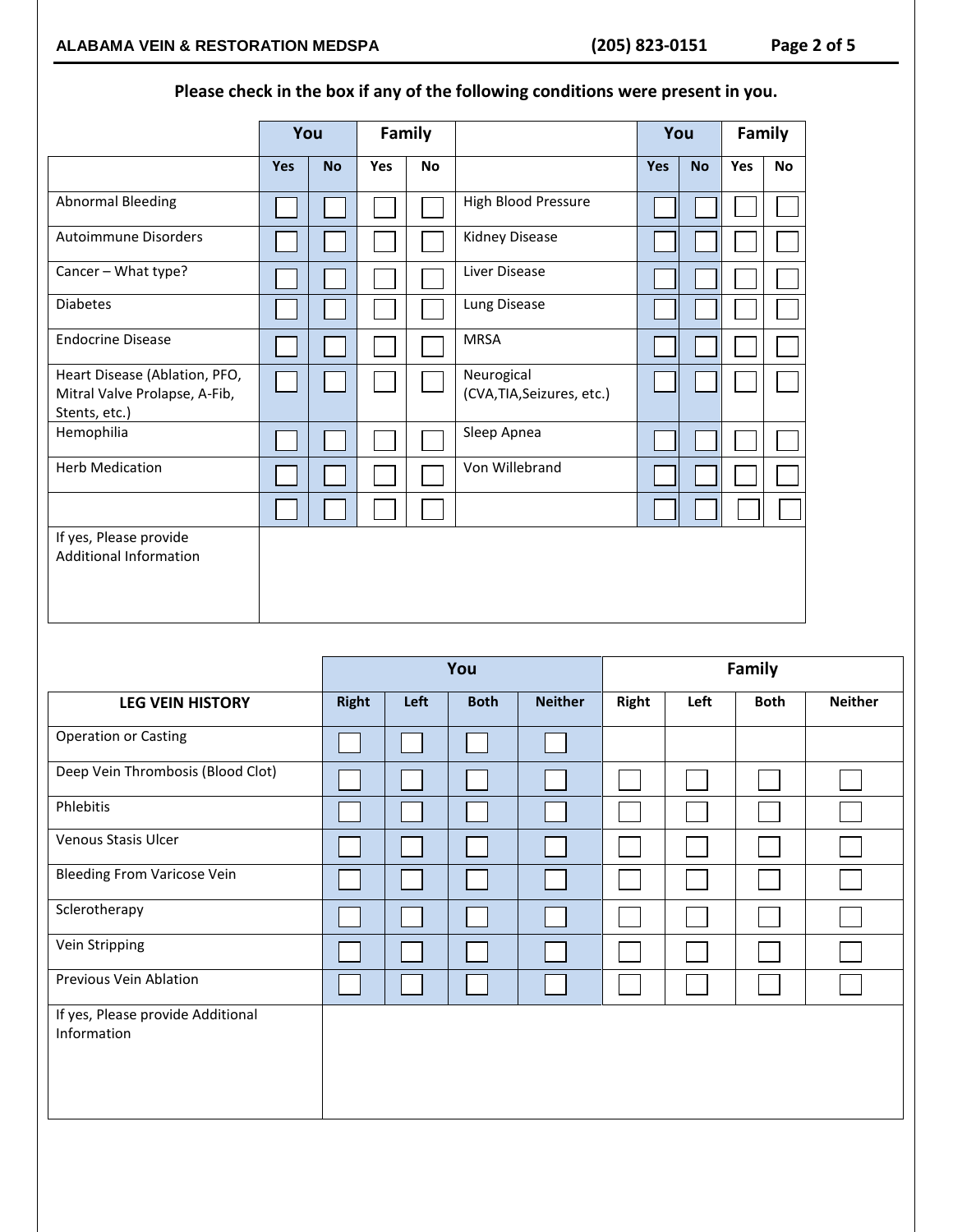**Please check in the box if any of the following conditions were present in you.**

| | You | | Family | | | You | | Family | |
|---|---|---|---|---|---|---|---|---|---|
| | Yes | No | Yes | No | | Yes | No | Yes | No |
| Abnormal Bleeding | ☐ | ☐ | ☐ | ☐ | High Blood Pressure | ☐ | ☐ | ☐ | ☐ |
| Autoimmune Disorders | ☐ | ☐ | ☐ | ☐ | Kidney Disease | ☐ | ☐ | ☐ | ☐ |
| Cancer – What type? | ☐ | ☐ | ☐ | ☐ | Liver Disease | ☐ | ☐ | ☐ | ☐ |
| Diabetes | ☐ | ☐ | ☐ | ☐ | Lung Disease | ☐ | ☐ | ☐ | ☐ |
| Endocrine Disease | ☐ | ☐ | ☐ | ☐ | MRSA | ☐ | ☐ | ☐ | ☐ |
| Heart Disease (Ablation, PFO, Mitral Valve Prolapse, A-Fib, Stents, etc.) | ☐ | ☐ | ☐ | ☐ | Neurogical (CVA,TIA,Seizures, etc.) | ☐ | ☐ | ☐ | ☐ |
| Hemophilia | ☐ | ☐ | ☐ | ☐ | Sleep Apnea | ☐ | ☐ | ☐ | ☐ |
| Herb Medication | ☐ | ☐ | ☐ | ☐ | Von Willebrand | ☐ | ☐ | ☐ | ☐ |
| | ☐ | ☐ | ☐ | ☐ | | ☐ | ☐ | ☐ | ☐ |
| If yes, Please provide Additional Information | | | | | | | | | |

| | You | | | | Family | | | |
|---|---|---|---|---|---|---|---|---|
| **LEG VEIN HISTORY** | Right | Left | Both | Neither | Right | Left | Both | Neither |
| Operation or Casting | ☐ | ☐ | ☐ | ☐ | | | | |
| Deep Vein Thrombosis (Blood Clot) | ☐ | ☐ | ☐ | ☐ | ☐ | ☐ | ☐ | ☐ |
| Phlebitis | ☐ | ☐ | ☐ | ☐ | ☐ | ☐ | ☐ | ☐ |
| Venous Stasis Ulcer | ☐ | ☐ | ☐ | ☐ | ☐ | ☐ | ☐ | ☐ |
| Bleeding From Varicose Vein | ☐ | ☐ | ☐ | ☐ | ☐ | ☐ | ☐ | ☐ |
| Sclerotherapy | ☐ | ☐ | ☐ | ☐ | ☐ | ☐ | ☐ | ☐ |
| Vein Stripping | ☐ | ☐ | ☐ | ☐ | ☐ | ☐ | ☐ | ☐ |
| Previous Vein Ablation | ☐ | ☐ | ☐ | ☐ | ☐ | ☐ | ☐ | ☐ |
| If yes, Please provide Additional Information | | | | | | | | |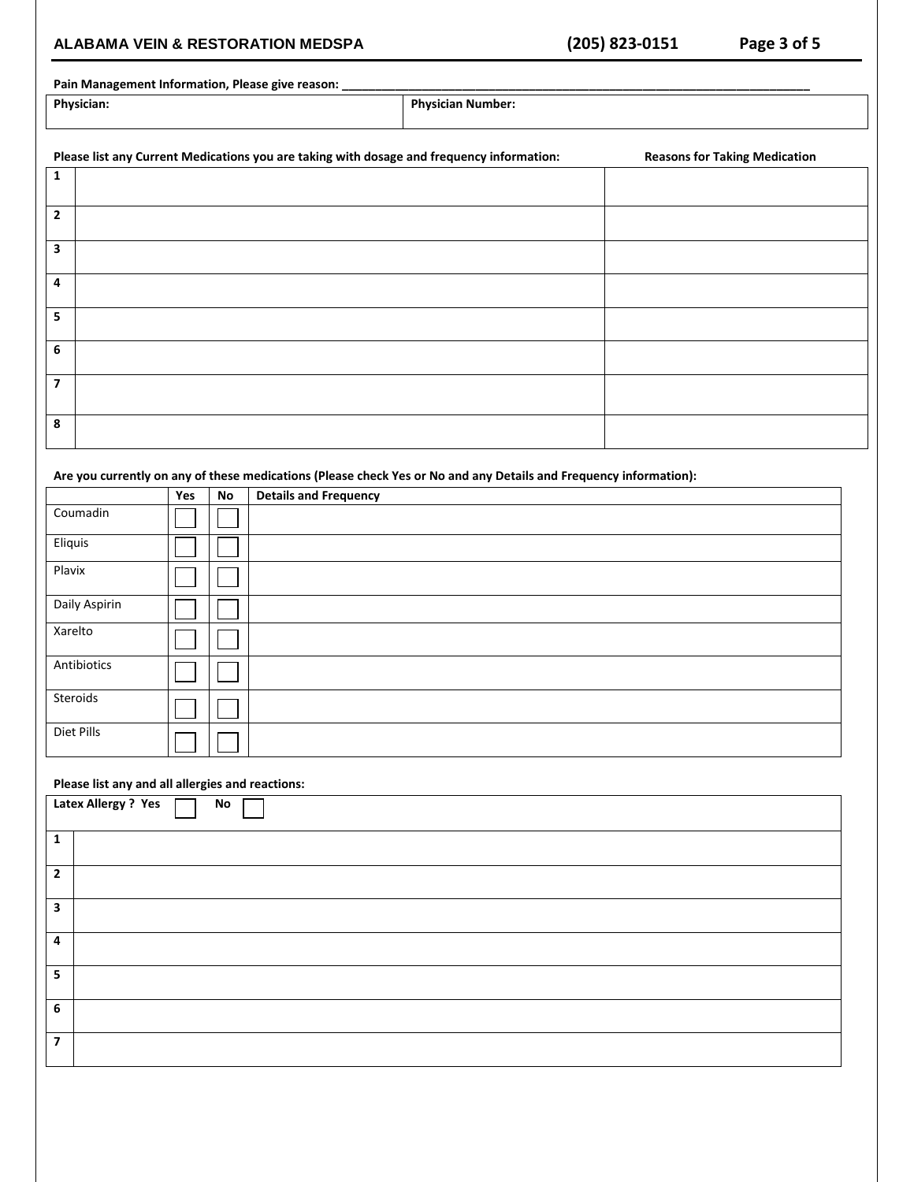**Pain Management Information, Please give reason:** ___________________________________________________________________________

| Physician: | Physician Number: |
|---|---|

**Please list any Current Medications you are taking with dosage and frequency information:** **Reasons for Taking Medication**

| # | Current Medications (dosage and frequency) | Reasons for Taking Medication |
|---|---|---|
| 1 | | |
| 2 | | |
| 3 | | |
| 4 | | |
| 5 | | |
| 6 | | |
| 7 | | |
| 8 | | |

**Are you currently on any of these medications (Please check Yes or No and any Details and Frequency information):**

| | Yes | No | Details and Frequency |
|---|---|---|---|
| Coumadin | ☐ | ☐ | |
| Eliquis | ☐ | ☐ | |
| Plavix | ☐ | ☐ | |
| Daily Aspirin | ☐ | ☐ | |
| Xarelto | ☐ | ☐ | |
| Antibiotics | ☐ | ☐ | |
| Steroids | ☐ | ☐ | |
| Diet Pills | ☐ | ☐ | |

**Please list any and all allergies and reactions:**

| **Latex Allergy ? Yes** ☐ **No** ☐ | |
|---|---|
| 1 | |
| 2 | |
| 3 | |
| 4 | |
| 5 | |
| 6 | |
| 7 | |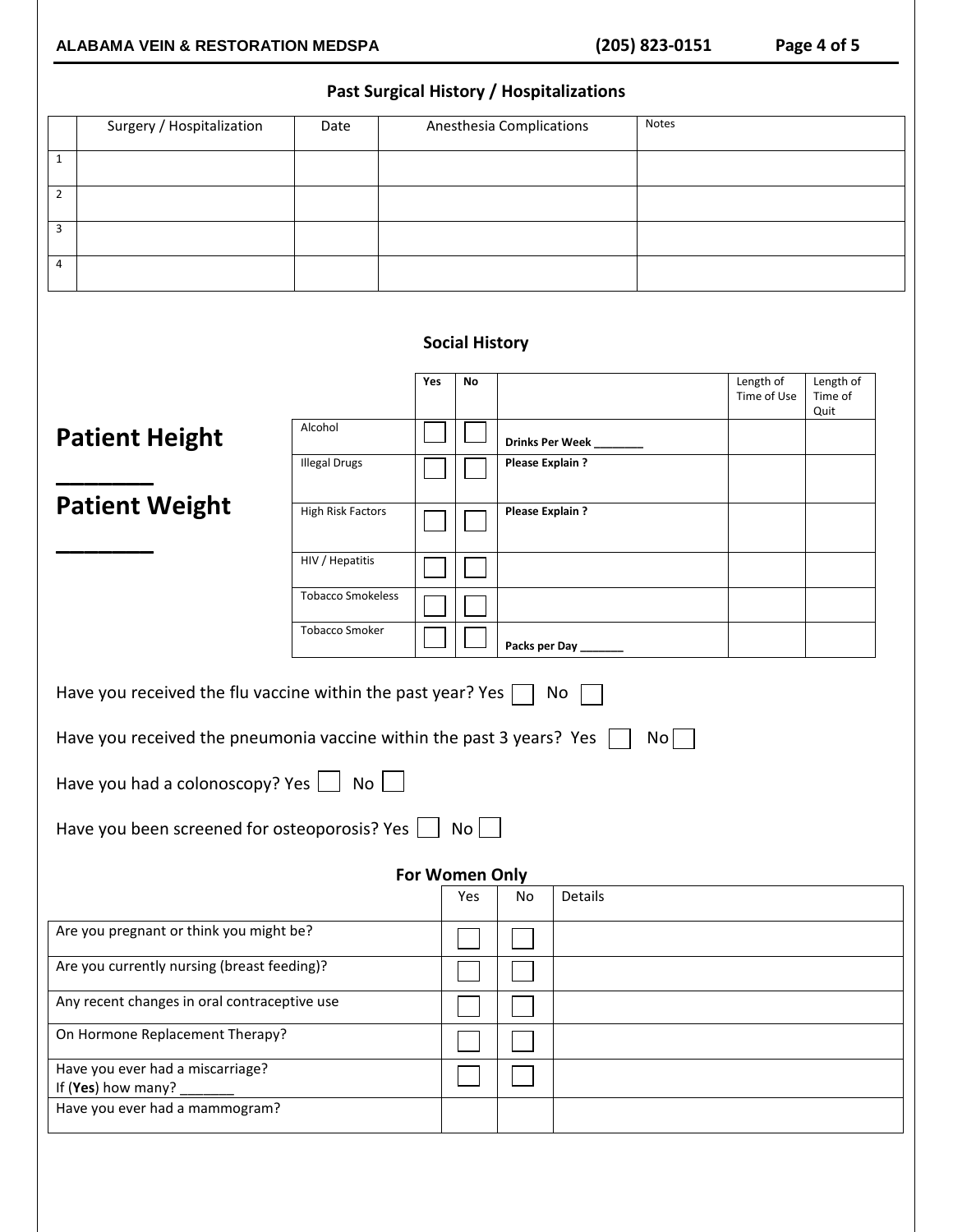## Past Surgical History / Hospitalizations

| | Surgery / Hospitalization | Date | Anesthesia Complications | Notes |
|---|---|---|---|---|
| 1 | | | | |
| 2 | | | | |
| 3 | | | | |
| 4 | | | | |

## Social History

**Patient Height** _______

**Patient Weight** _______

| | Yes | No | | Length of Time of Use | Length of Time of Quit |
|---|---|---|---|---|---|
| Alcohol | ☐ | ☐ | **Drinks Per Week ________** | | |
| Illegal Drugs | ☐ | ☐ | **Please Explain ?** | | |
| High Risk Factors | ☐ | ☐ | **Please Explain ?** | | |
| HIV / Hepatitis | ☐ | ☐ | | | |
| Tobacco Smokeless | ☐ | ☐ | | | |
| Tobacco Smoker | ☐ | ☐ | **Packs per Day _______** | | |

Have you received the flu vaccine within the past year? Yes ☐ No ☐

Have you received the pneumonia vaccine within the past 3 years? Yes ☐ No ☐

Have you had a colonoscopy? Yes ☐ No ☐

Have you been screened for osteoporosis? Yes ☐ No ☐

### For Women Only

| | Yes | No | Details |
|---|---|---|---|
| Are you pregnant or think you might be? | ☐ | ☐ | |
| Are you currently nursing (breast feeding)? | ☐ | ☐ | |
| Any recent changes in oral contraceptive use | ☐ | ☐ | |
| On Hormone Replacement Therapy? | ☐ | ☐ | |
| Have you ever had a miscarriage? If (**Yes**) how many? _______ | ☐ | ☐ | |
| Have you ever had a mammogram? | | | |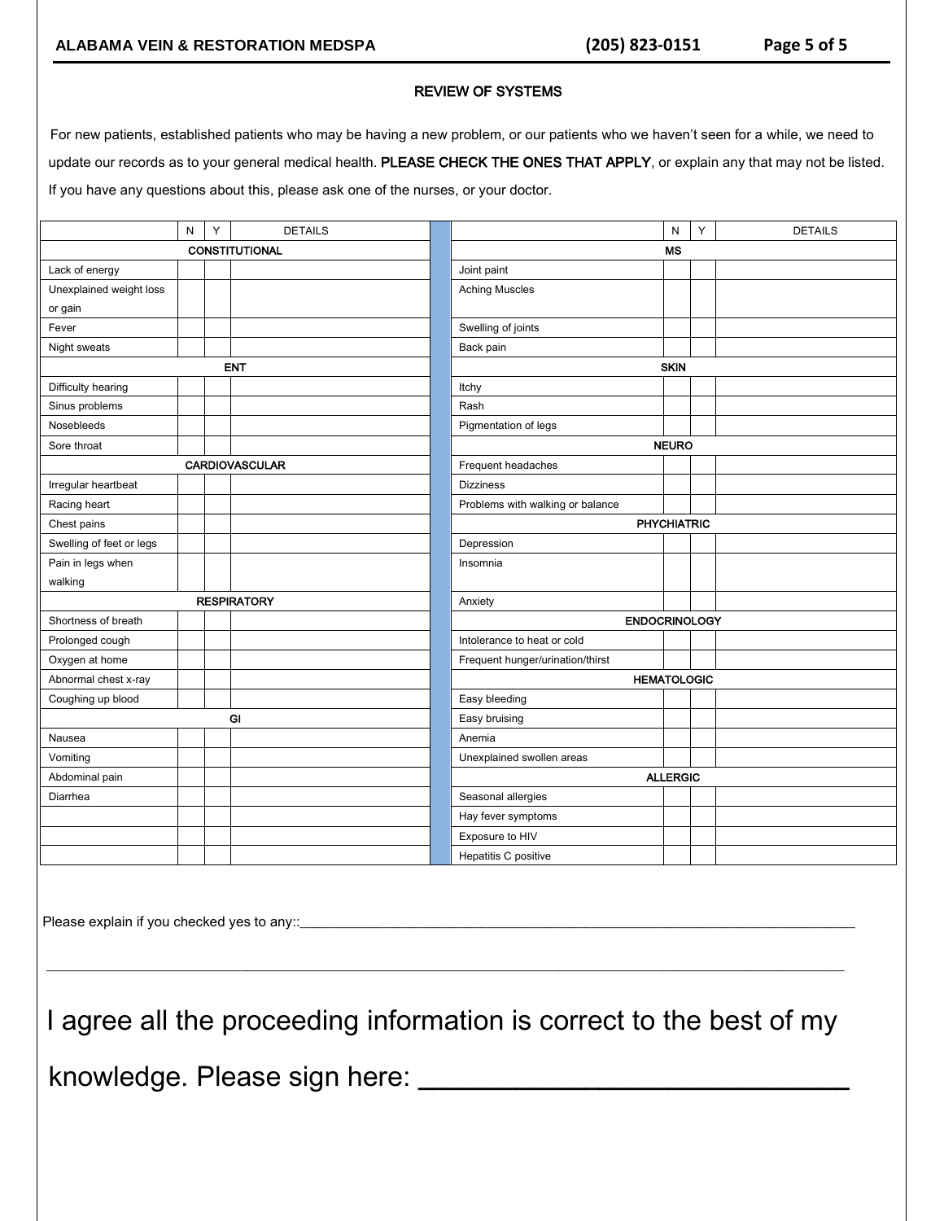## REVIEW OF SYSTEMS

For new patients, established patients who may be having a new problem, or our patients who we haven't seen for a while, we need to update our records as to your general medical health. **PLEASE CHECK THE ONES THAT APPLY**, or explain any that may not be listed. If you have any questions about this, please ask one of the nurses, or your doctor.

| | N | Y | DETAILS | | N | Y | DETAILS |
|---|---|---|---|---|---|---|---|
| **CONSTITUTIONAL** | | | | **MS** | | | |
| Lack of energy | | | | Joint paint | | | |
| Unexplained weight loss or gain | | | | Aching Muscles | | | |
| Fever | | | | Swelling of joints | | | |
| Night sweats | | | | Back pain | | | |
| **ENT** | | | | **SKIN** | | | |
| Difficulty hearing | | | | Itchy | | | |
| Sinus problems | | | | Rash | | | |
| Nosebleeds | | | | Pigmentation of legs | | | |
| Sore throat | | | | **NEURO** | | | |
| **CARDIOVASCULAR** | | | | Frequent headaches | | | |
| Irregular heartbeat | | | | Dizziness | | | |
| Racing heart | | | | Problems with walking or balance | | | |
| Chest pains | | | | **PHYCHIATRIC** | | | |
| Swelling of feet or legs | | | | Depression | | | |
| Pain in legs when walking | | | | Insomnia | | | |
| **RESPIRATORY** | | | | Anxiety | | | |
| Shortness of breath | | | | **ENDOCRINOLOGY** | | | |
| Prolonged cough | | | | Intolerance to heat or cold | | | |
| Oxygen at home | | | | Frequent hunger/urination/thirst | | | |
| Abnormal chest x-ray | | | | **HEMATOLOGIC** | | | |
| Coughing up blood | | | | Easy bleeding | | | |
| **GI** | | | | Easy bruising | | | |
| Nausea | | | | Anemia | | | |
| Vomiting | | | | Unexplained swollen areas | | | |
| Abdominal pain | | | | **ALLERGIC** | | | |
| Diarrhea | | | | Seasonal allergies | | | |
| | | | | Hay fever symptoms | | | |
| | | | | Exposure to HIV | | | |
| | | | | Hepatitis C positive | | | |

Please explain if you checked yes to any::\_\_\_\_\_\_\_\_\_\_\_\_\_\_\_\_\_\_\_\_\_\_\_\_\_\_\_\_\_\_\_\_\_\_\_\_\_\_\_\_\_\_\_\_\_\_\_\_\_\_\_\_\_\_\_\_\_\_\_\_

\_\_\_\_\_\_\_\_\_\_\_\_\_\_\_\_\_\_\_\_\_\_\_\_\_\_\_\_\_\_\_\_\_\_\_\_\_\_\_\_\_\_\_\_\_\_\_\_\_\_\_\_\_\_\_\_\_\_\_\_\_\_\_\_\_\_\_\_\_\_\_\_\_\_\_\_\_\_\_\_

I agree all the proceeding information is correct to the best of my knowledge. Please sign here: \_\_\_\_\_\_\_\_\_\_\_\_\_\_\_\_\_\_\_\_\_\_\_\_\_\_\_\_\_\_